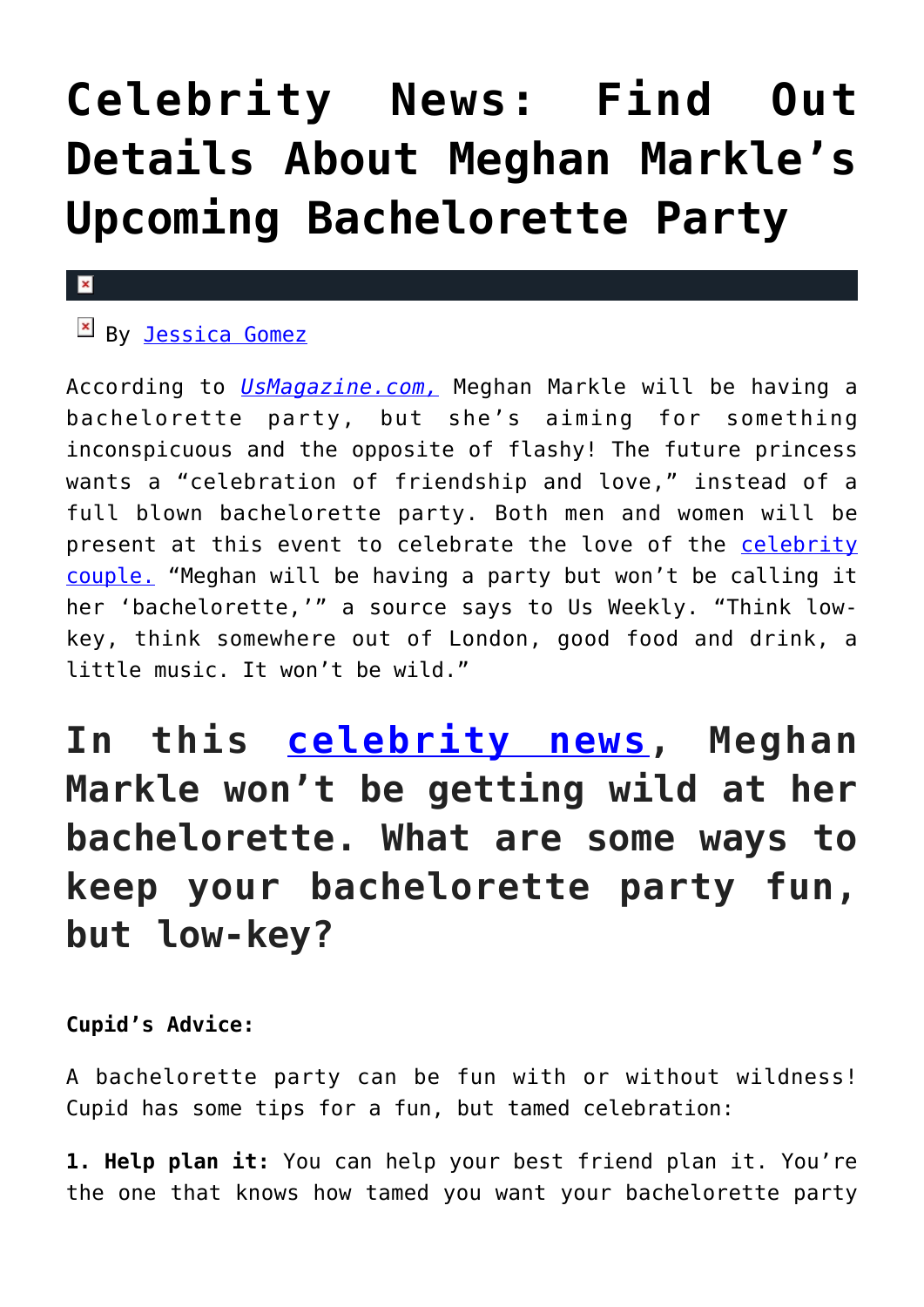# Celebrity News: Find Out Details About Meghan Markle's Upcoming Bachelorette Party

By Jessica Gomez

According to *UsMagazine.com,* Meghan Markle will be having a bachelorette party, but she's aiming for something inconspicuous and the opposite of flashy! The future princess wants a "celebration of friendship and love," instead of a full blown bachelorette party. Both men and women will be present at this event to celebrate the love of the celebrity couple. "Meghan will be having a party but won't be calling it her 'bachelorette,'" a source says to Us Weekly. "Think low-key, think somewhere out of London, good food and drink, a little music. It won't be wild."

## In this celebrity news, Meghan Markle won't be getting wild at her bachelorette. What are some ways to keep your bachelorette party fun, but low-key?

**Cupid's Advice:**

A bachelorette party can be fun with or without wildness! Cupid has some tips for a fun, but tamed celebration:

**1. Help plan it:** You can help your best friend plan it. You're the one that knows how tamed you want your bachelorette party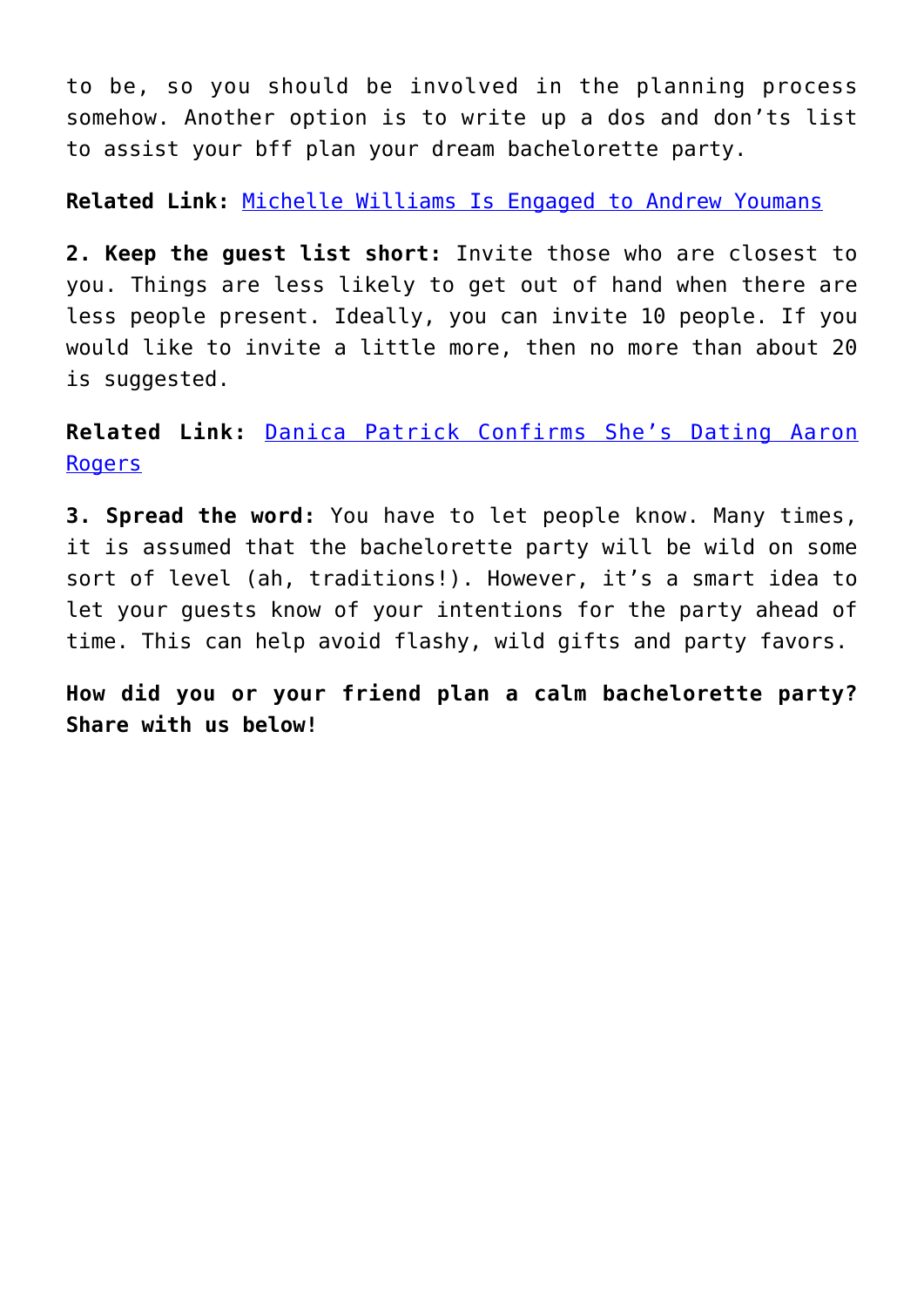to be, so you should be involved in the planning process somehow. Another option is to write up a dos and don'ts list to assist your bff plan your dream bachelorette party.

**Related Link:** [Michelle Williams Is Engaged to Andrew Youmans]()

**2. Keep the guest list short:** Invite those who are closest to you. Things are less likely to get out of hand when there are less people present. Ideally, you can invite 10 people. If you would like to invite a little more, then no more than about 20 is suggested.

**Related Link:** [Danica Patrick Confirms She's Dating Aaron Rogers]()

**3. Spread the word:** You have to let people know. Many times, it is assumed that the bachelorette party will be wild on some sort of level (ah, traditions!). However, it's a smart idea to let your guests know of your intentions for the party ahead of time. This can help avoid flashy, wild gifts and party favors.

**How did you or your friend plan a calm bachelorette party? Share with us below!**